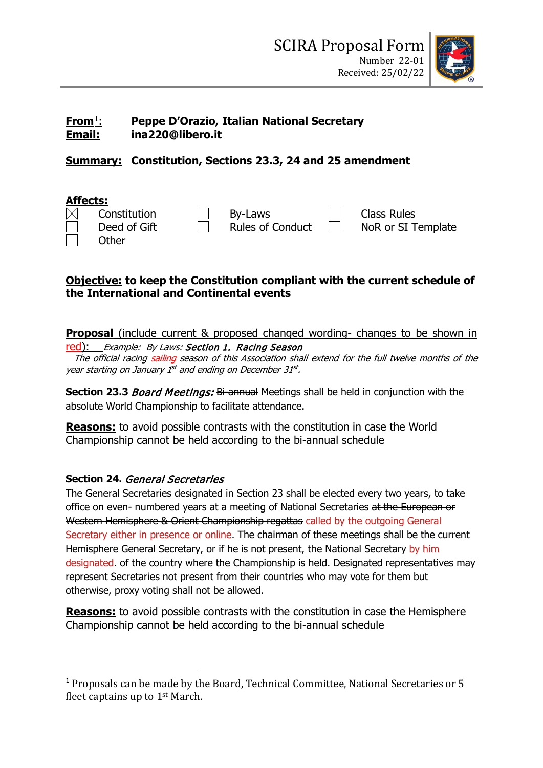# SCIRA Proposal Form

Number 22-01
Received: 25/02/22

**From[1]:** **Peppe D'Orazio, Italian National Secretary**
**Email:** **ina220@libero.it**

**Summary:** **Constitution, Sections 23.3, 24 and 25 amendment**

**Affects:**

- [x] Constitution
- [ ] By-Laws
- [ ] Class Rules
- [ ] Deed of Gift
- [ ] Rules of Conduct
- [ ] NoR or SI Template
- [ ] Other

**Objective:** **to keep the Constitution compliant with the current schedule of the International and Continental events**

**Proposal** (include current & proposed changed wording- changes to be shown in red): *Example: By Laws:* ***Section 1. Racing Season***
*The official ~~racing~~ sailing season of this Association shall extend for the full twelve months of the year starting on January 1st and ending on December 31st.*

**Section 23.3** ***Board Meetings:*** ~~Bi-annual~~ Meetings shall be held in conjunction with the absolute World Championship to facilitate attendance.

**Reasons:** to avoid possible contrasts with the constitution in case the World Championship cannot be held according to the bi-annual schedule

**Section 24.** ***General Secretaries***
The General Secretaries designated in Section 23 shall be elected every two years, to take office on even- numbered years at a meeting of National Secretaries ~~at the European or Western Hemisphere & Orient Championship regattas~~ called by the outgoing General Secretary either in presence or online. The chairman of these meetings shall be the current Hemisphere General Secretary, or if he is not present, the National Secretary by him designated. ~~of the country where the Championship is held.~~ Designated representatives may represent Secretaries not present from their countries who may vote for them but otherwise, proxy voting shall not be allowed.

**Reasons:** to avoid possible contrasts with the constitution in case the Hemisphere Championship cannot be held according to the bi-annual schedule

---

[1] Proposals can be made by the Board, Technical Committee, National Secretaries or 5 fleet captains up to 1st March.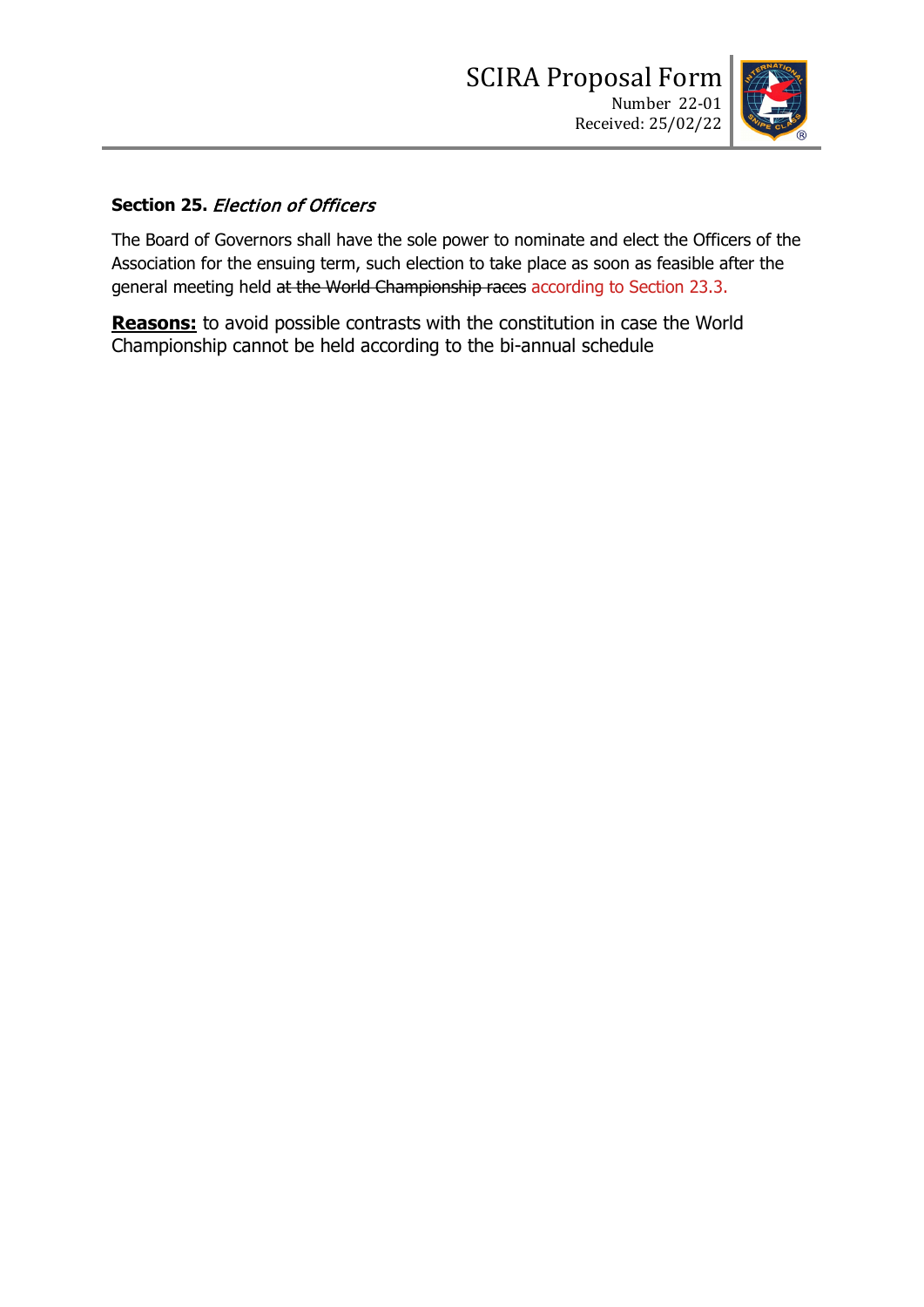**Section 25.** *Election of Officers*

The Board of Governors shall have the sole power to nominate and elect the Officers of the Association for the ensuing term, such election to take place as soon as feasible after the general meeting held ~~at the World Championship races~~ according to Section 23.3.

**Reasons:** to avoid possible contrasts with the constitution in case the World Championship cannot be held according to the bi-annual schedule